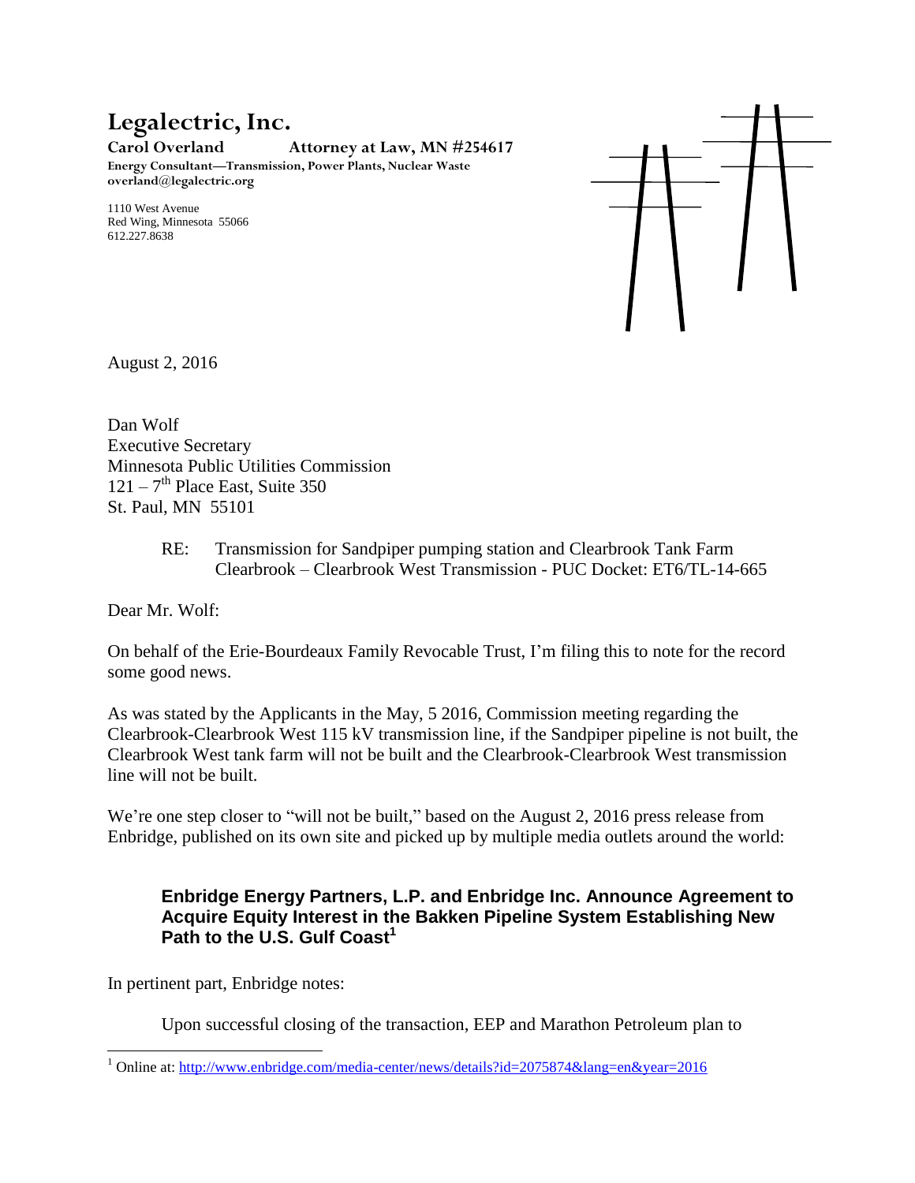# Legalectric, Inc.

**Carol Overland** **Attorney at Law, MN #254617**
**Energy Consultant—Transmission, Power Plants, Nuclear Waste**
**overland@legalectric.org**

1110 West Avenue
Red Wing, Minnesota 55066
612.227.8638

August 2, 2016

Dan Wolf
Executive Secretary
Minnesota Public Utilities Commission
121 – 7th Place East, Suite 350
St. Paul, MN 55101

RE: Transmission for Sandpiper pumping station and Clearbrook Tank Farm
Clearbrook – Clearbrook West Transmission - PUC Docket: ET6/TL-14-665

Dear Mr. Wolf:

On behalf of the Erie-Bourdeaux Family Revocable Trust, I'm filing this to note for the record some good news.

As was stated by the Applicants in the May, 5 2016, Commission meeting regarding the Clearbrook-Clearbrook West 115 kV transmission line, if the Sandpiper pipeline is not built, the Clearbrook West tank farm will not be built and the Clearbrook-Clearbrook West transmission line will not be built.

We're one step closer to "will not be built," based on the August 2, 2016 press release from Enbridge, published on its own site and picked up by multiple media outlets around the world:

> **Enbridge Energy Partners, L.P. and Enbridge Inc. Announce Agreement to Acquire Equity Interest in the Bakken Pipeline System Establishing New Path to the U.S. Gulf Coast[1]**

In pertinent part, Enbridge notes:

> Upon successful closing of the transaction, EEP and Marathon Petroleum plan to

[1] Online at: http://www.enbridge.com/media-center/news/details?id=2075874&lang=en&year=2016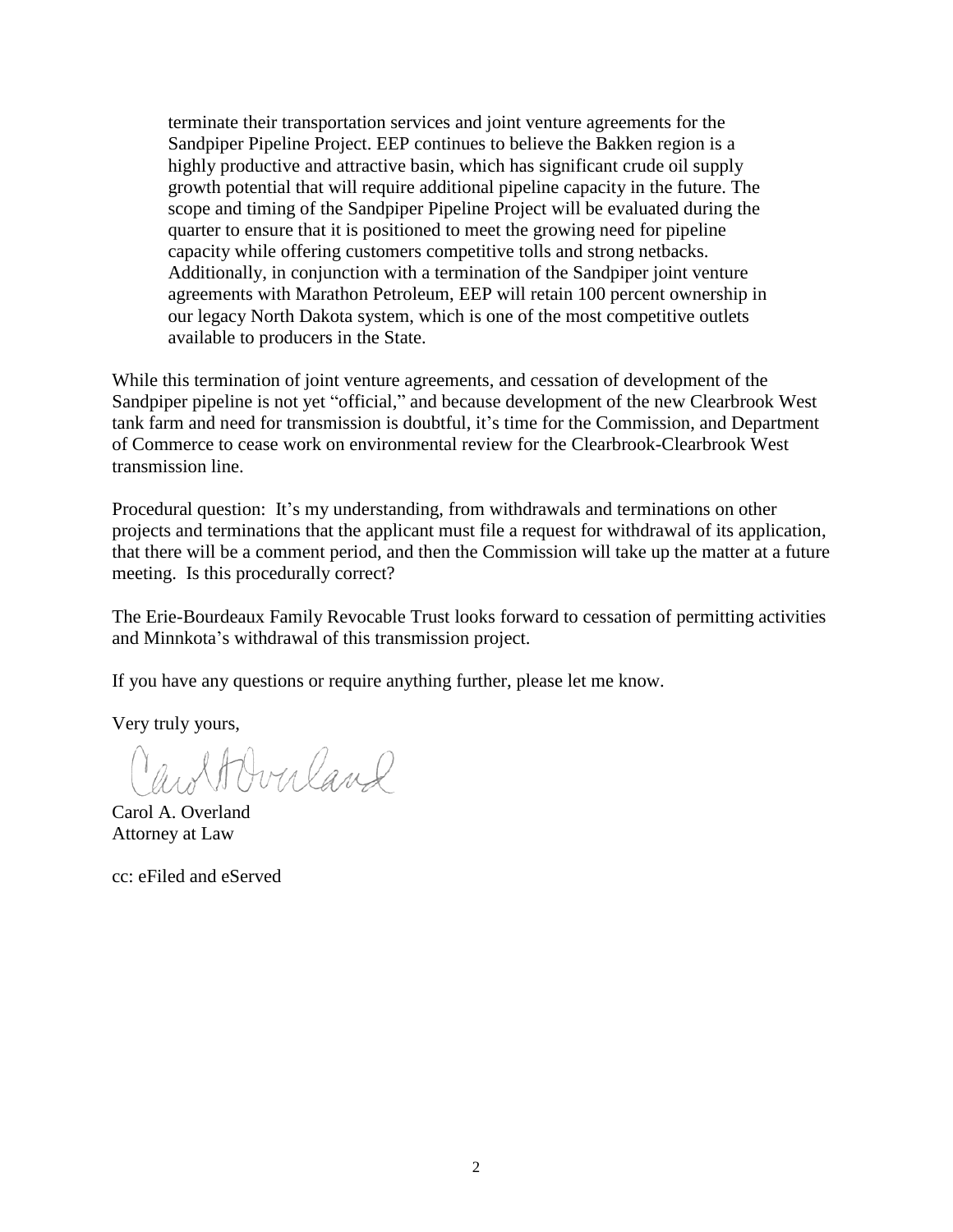> terminate their transportation services and joint venture agreements for the Sandpiper Pipeline Project. EEP continues to believe the Bakken region is a highly productive and attractive basin, which has significant crude oil supply growth potential that will require additional pipeline capacity in the future. The scope and timing of the Sandpiper Pipeline Project will be evaluated during the quarter to ensure that it is positioned to meet the growing need for pipeline capacity while offering customers competitive tolls and strong netbacks. Additionally, in conjunction with a termination of the Sandpiper joint venture agreements with Marathon Petroleum, EEP will retain 100 percent ownership in our legacy North Dakota system, which is one of the most competitive outlets available to producers in the State.

While this termination of joint venture agreements, and cessation of development of the Sandpiper pipeline is not yet "official," and because development of the new Clearbrook West tank farm and need for transmission is doubtful, it's time for the Commission, and Department of Commerce to cease work on environmental review for the Clearbrook-Clearbrook West transmission line.

Procedural question: It's my understanding, from withdrawals and terminations on other projects and terminations that the applicant must file a request for withdrawal of its application, that there will be a comment period, and then the Commission will take up the matter at a future meeting. Is this procedurally correct?

The Erie-Bourdeaux Family Revocable Trust looks forward to cessation of permitting activities and Minnkota's withdrawal of this transmission project.

If you have any questions or require anything further, please let me know.

Very truly yours,

Carol A. Overland
Attorney at Law

cc: eFiled and eServed